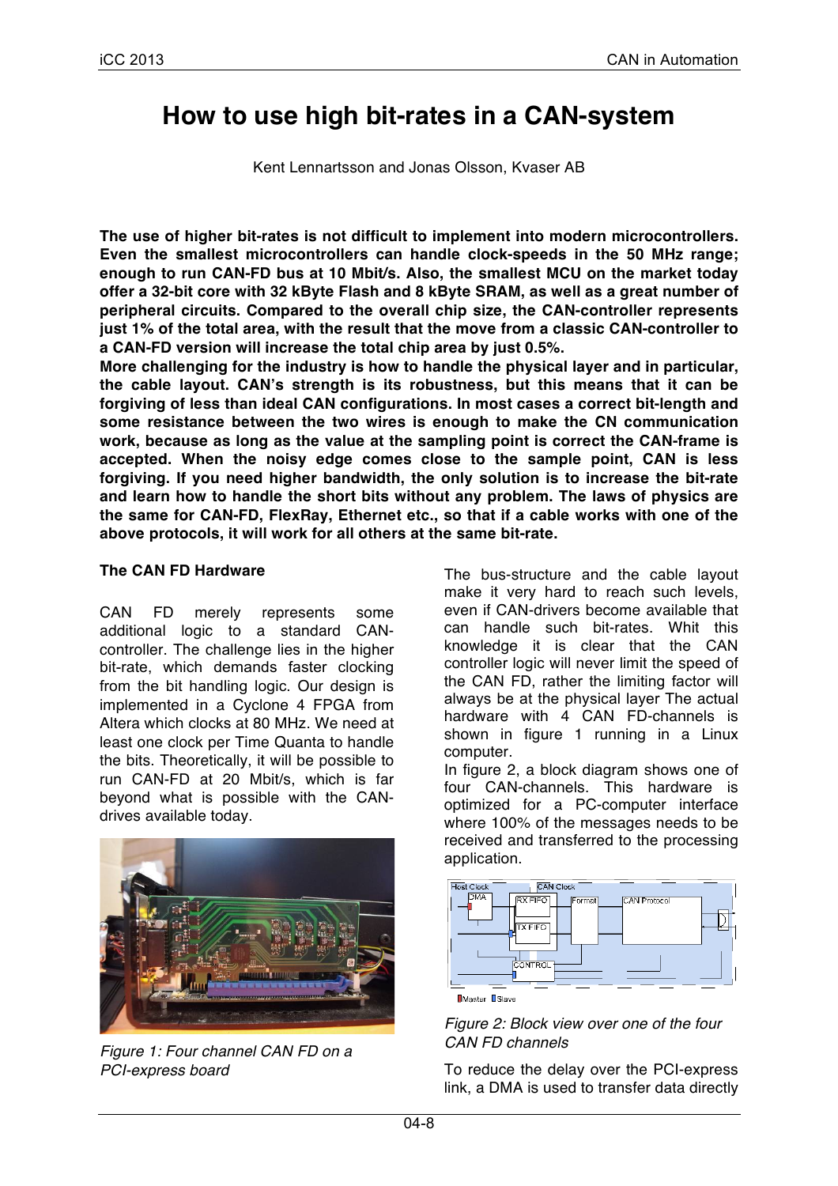# How to use high bit-rates in a CAN-system

Kent Lennartsson and Jonas Olsson, Kvaser AB

**The use of higher bit-rates is not difficult to implement into modern microcontrollers. Even the smallest microcontrollers can handle clock-speeds in the 50 MHz range; enough to run CAN-FD bus at 10 Mbit/s. Also, the smallest MCU on the market today offer a 32-bit core with 32 kByte Flash and 8 kByte SRAM, as well as a great number of peripheral circuits. Compared to the overall chip size, the CAN-controller represents just 1% of the total area, with the result that the move from a classic CAN-controller to a CAN-FD version will increase the total chip area by just 0.5%.**

**More challenging for the industry is how to handle the physical layer and in particular, the cable layout. CAN's strength is its robustness, but this means that it can be forgiving of less than ideal CAN configurations. In most cases a correct bit-length and some resistance between the two wires is enough to make the CN communication work, because as long as the value at the sampling point is correct the CAN-frame is accepted. When the noisy edge comes close to the sample point, CAN is less forgiving. If you need higher bandwidth, the only solution is to increase the bit-rate and learn how to handle the short bits without any problem. The laws of physics are the same for CAN-FD, FlexRay, Ethernet etc., so that if a cable works with one of the above protocols, it will work for all others at the same bit-rate.**

### The CAN FD Hardware

CAN FD merely represents some additional logic to a standard CAN-controller. The challenge lies in the higher bit-rate, which demands faster clocking from the bit handling logic. Our design is implemented in a Cyclone 4 FPGA from Altera which clocks at 80 MHz. We need at least one clock per Time Quanta to handle the bits. Theoretically, it will be possible to run CAN-FD at 20 Mbit/s, which is far beyond what is possible with the CAN-drives available today.

*Figure 1: Four channel CAN FD on a PCI-express board*

The bus-structure and the cable layout make it very hard to reach such levels, even if CAN-drivers become available that can handle such bit-rates. Whit this knowledge it is clear that the CAN controller logic will never limit the speed of the CAN FD, rather the limiting factor will always be at the physical layer The actual hardware with 4 CAN FD-channels is shown in figure 1 running in a Linux computer.

In figure 2, a block diagram shows one of four CAN-channels. This hardware is optimized for a PC-computer interface where 100% of the messages needs to be received and transferred to the processing application.

*Figure 2: Block view over one of the four CAN FD channels*

To reduce the delay over the PCI-express link, a DMA is used to transfer data directly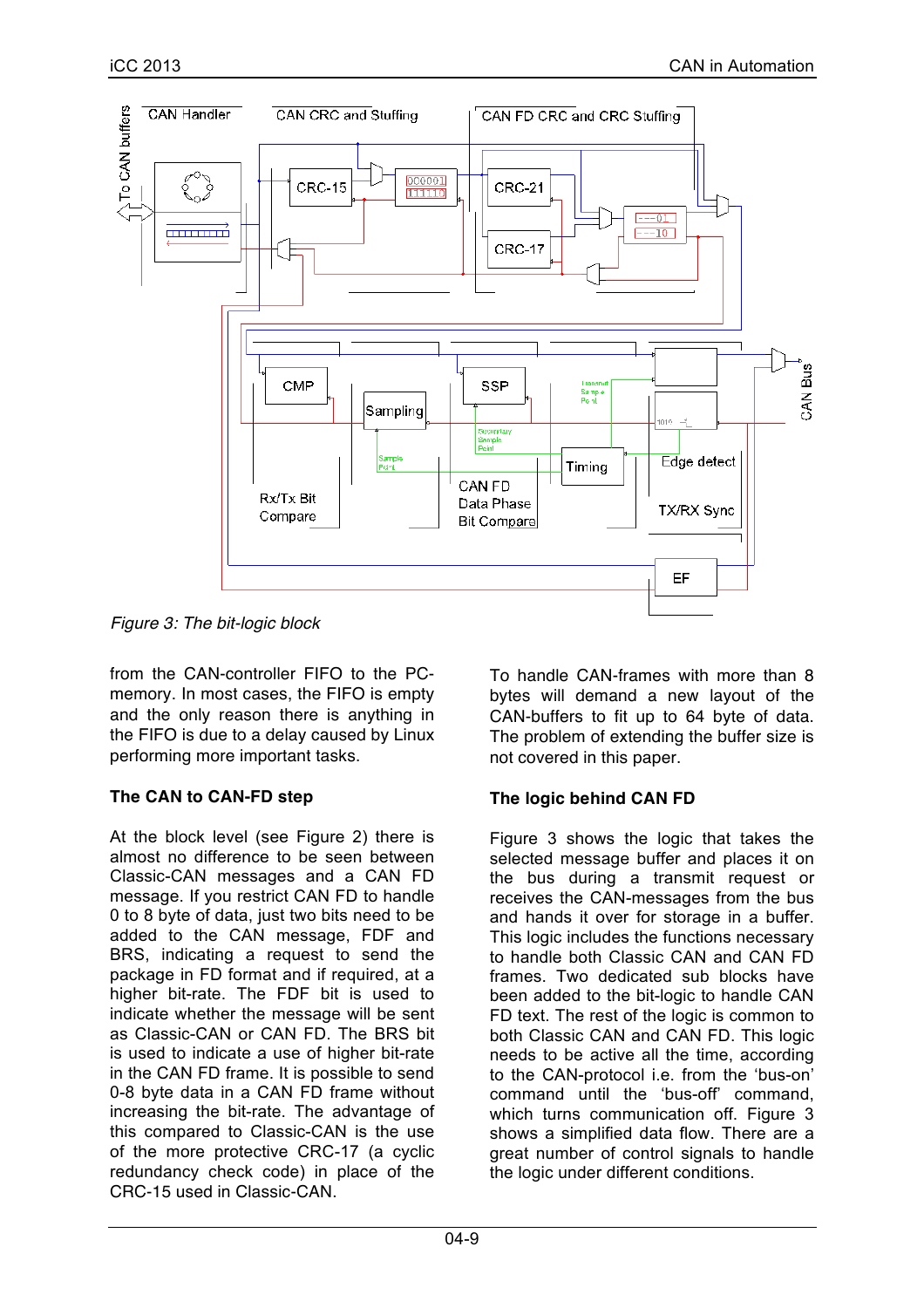*Figure 3: The bit-logic block*

from the CAN-controller FIFO to the PC-memory. In most cases, the FIFO is empty and the only reason there is anything in the FIFO is due to a delay caused by Linux performing more important tasks.

**The CAN to CAN-FD step**

At the block level (see Figure 2) there is almost no difference to be seen between Classic-CAN messages and a CAN FD message. If you restrict CAN FD to handle 0 to 8 byte of data, just two bits need to be added to the CAN message, FDF and BRS, indicating a request to send the package in FD format and if required, at a higher bit-rate. The FDF bit is used to indicate whether the message will be sent as Classic-CAN or CAN FD. The BRS bit is used to indicate a use of higher bit-rate in the CAN FD frame. It is possible to send 0-8 byte data in a CAN FD frame without increasing the bit-rate. The advantage of this compared to Classic-CAN is the use of the more protective CRC-17 (a cyclic redundancy check code) in place of the CRC-15 used in Classic-CAN.

To handle CAN-frames with more than 8 bytes will demand a new layout of the CAN-buffers to fit up to 64 byte of data. The problem of extending the buffer size is not covered in this paper.

**The logic behind CAN FD**

Figure 3 shows the logic that takes the selected message buffer and places it on the bus during a transmit request or receives the CAN-messages from the bus and hands it over for storage in a buffer. This logic includes the functions necessary to handle both Classic CAN and CAN FD frames. Two dedicated sub blocks have been added to the bit-logic to handle CAN FD text. The rest of the logic is common to both Classic CAN and CAN FD. This logic needs to be active all the time, according to the CAN-protocol i.e. from the 'bus-on' command until the 'bus-off' command, which turns communication off. Figure 3 shows a simplified data flow. There are a great number of control signals to handle the logic under different conditions.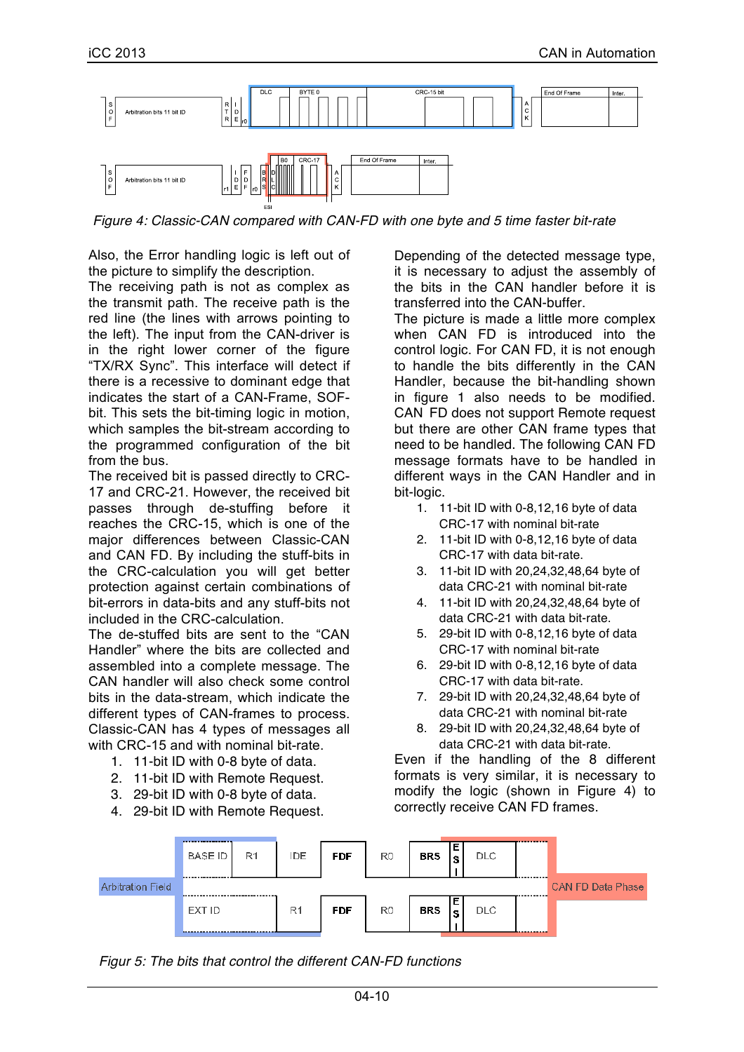*Figure 4: Classic-CAN compared with CAN-FD with one byte and 5 time faster bit-rate*

Also, the Error handling logic is left out of the picture to simplify the description.
The receiving path is not as complex as the transmit path. The receive path is the red line (the lines with arrows pointing to the left). The input from the CAN-driver is in the right lower corner of the figure "TX/RX Sync". This interface will detect if there is a recessive to dominant edge that indicates the start of a CAN-Frame, SOF-bit. This sets the bit-timing logic in motion, which samples the bit-stream according to the programmed configuration of the bit from the bus.
The received bit is passed directly to CRC-17 and CRC-21. However, the received bit passes through de-stuffing before it reaches the CRC-15, which is one of the major differences between Classic-CAN and CAN FD. By including the stuff-bits in the CRC-calculation you will get better protection against certain combinations of bit-errors in data-bits and any stuff-bits not included in the CRC-calculation.
The de-stuffed bits are sent to the "CAN Handler" where the bits are collected and assembled into a complete message. The CAN handler will also check some control bits in the data-stream, which indicate the different types of CAN-frames to process. Classic-CAN has 4 types of messages all with CRC-15 and with nominal bit-rate.

1. 11-bit ID with 0-8 byte of data.
2. 11-bit ID with Remote Request.
3. 29-bit ID with 0-8 byte of data.
4. 29-bit ID with Remote Request.

Depending of the detected message type, it is necessary to adjust the assembly of the bits in the CAN handler before it is transferred into the CAN-buffer.
The picture is made a little more complex when CAN FD is introduced into the control logic. For CAN FD, it is not enough to handle the bits differently in the CAN Handler, because the bit-handling shown in figure 1 also needs to be modified. CAN FD does not support Remote request but there are other CAN frame types that need to be handled. The following CAN FD message formats have to be handled in different ways in the CAN Handler and in bit-logic.

1. 11-bit ID with 0-8,12,16 byte of data CRC-17 with nominal bit-rate
2. 11-bit ID with 0-8,12,16 byte of data CRC-17 with data bit-rate.
3. 11-bit ID with 20,24,32,48,64 byte of data CRC-21 with nominal bit-rate
4. 11-bit ID with 20,24,32,48,64 byte of data CRC-21 with data bit-rate.
5. 29-bit ID with 0-8,12,16 byte of data CRC-17 with nominal bit-rate
6. 29-bit ID with 0-8,12,16 byte of data CRC-17 with data bit-rate.
7. 29-bit ID with 20,24,32,48,64 byte of data CRC-21 with nominal bit-rate
8. 29-bit ID with 20,24,32,48,64 byte of data CRC-21 with data bit-rate.

Even if the handling of the 8 different formats is very similar, it is necessary to modify the logic (shown in Figure 4) to correctly receive CAN FD frames.

*Figur 5: The bits that control the different CAN-FD functions*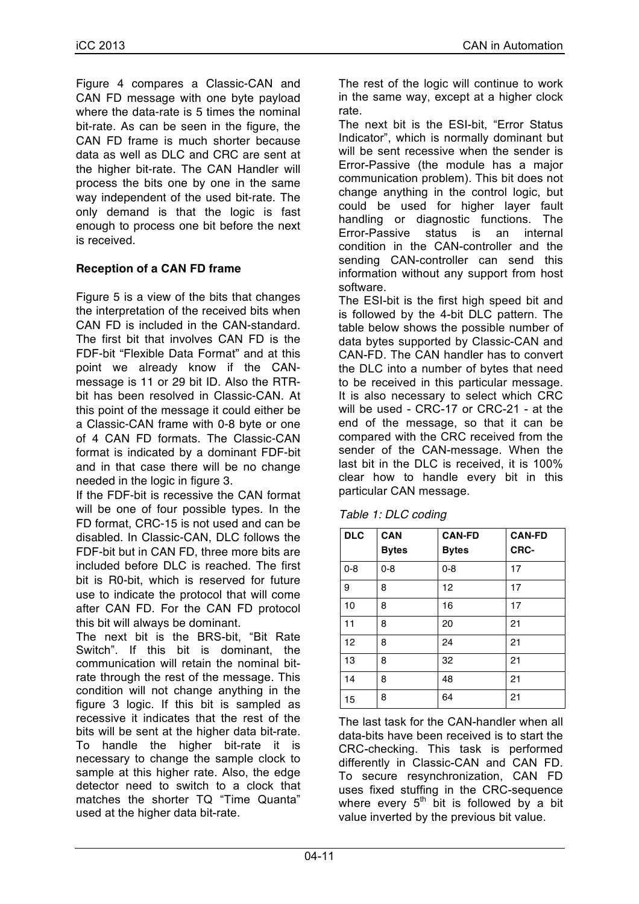Figure 4 compares a Classic-CAN and CAN FD message with one byte payload where the data-rate is 5 times the nominal bit-rate. As can be seen in the figure, the CAN FD frame is much shorter because data as well as DLC and CRC are sent at the higher bit-rate. The CAN Handler will process the bits one by one in the same way independent of the used bit-rate. The only demand is that the logic is fast enough to process one bit before the next is received.

**Reception of a CAN FD frame**

Figure 5 is a view of the bits that changes the interpretation of the received bits when CAN FD is included in the CAN-standard. The first bit that involves CAN FD is the FDF-bit "Flexible Data Format" and at this point we already know if the CAN-message is 11 or 29 bit ID. Also the RTR-bit has been resolved in Classic-CAN. At this point of the message it could either be a Classic-CAN frame with 0-8 byte or one of 4 CAN FD formats. The Classic-CAN format is indicated by a dominant FDF-bit and in that case there will be no change needed in the logic in figure 3.

If the FDF-bit is recessive the CAN format will be one of four possible types. In the FD format, CRC-15 is not used and can be disabled. In Classic-CAN, DLC follows the FDF-bit but in CAN FD, three more bits are included before DLC is reached. The first bit is R0-bit, which is reserved for future use to indicate the protocol that will come after CAN FD. For the CAN FD protocol this bit will always be dominant.

The next bit is the BRS-bit, "Bit Rate Switch". If this bit is dominant, the communication will retain the nominal bit-rate through the rest of the message. This condition will not change anything in the figure 3 logic. If this bit is sampled as recessive it indicates that the rest of the bits will be sent at the higher data bit-rate. To handle the higher bit-rate it is necessary to change the sample clock to sample at this higher rate. Also, the edge detector need to switch to a clock that matches the shorter TQ "Time Quanta" used at the higher data bit-rate.

The rest of the logic will continue to work in the same way, except at a higher clock rate.

The next bit is the ESI-bit, "Error Status Indicator", which is normally dominant but will be sent recessive when the sender is Error-Passive (the module has a major communication problem). This bit does not change anything in the control logic, but could be used for higher layer fault handling or diagnostic functions. The Error-Passive status is an internal condition in the CAN-controller and the sending CAN-controller can send this information without any support from host software.

The ESI-bit is the first high speed bit and is followed by the 4-bit DLC pattern. The table below shows the possible number of data bytes supported by Classic-CAN and CAN-FD. The CAN handler has to convert the DLC into a number of bytes that need to be received in this particular message. It is also necessary to select which CRC will be used - CRC-17 or CRC-21 - at the end of the message, so that it can be compared with the CRC received from the sender of the CAN-message. When the last bit in the DLC is received, it is 100% clear how to handle every bit in this particular CAN message.

*Table 1: DLC coding*

| DLC | CAN Bytes | CAN-FD Bytes | CAN-FD CRC- |
|---|---|---|---|
| 0-8 | 0-8 | 0-8 | 17 |
| 9 | 8 | 12 | 17 |
| 10 | 8 | 16 | 17 |
| 11 | 8 | 20 | 21 |
| 12 | 8 | 24 | 21 |
| 13 | 8 | 32 | 21 |
| 14 | 8 | 48 | 21 |
| 15 | 8 | 64 | 21 |

The last task for the CAN-handler when all data-bits have been received is to start the CRC-checking. This task is performed differently in Classic-CAN and CAN FD. To secure resynchronization, CAN FD uses fixed stuffing in the CRC-sequence where every $5^{th}$ bit is followed by a bit value inverted by the previous bit value.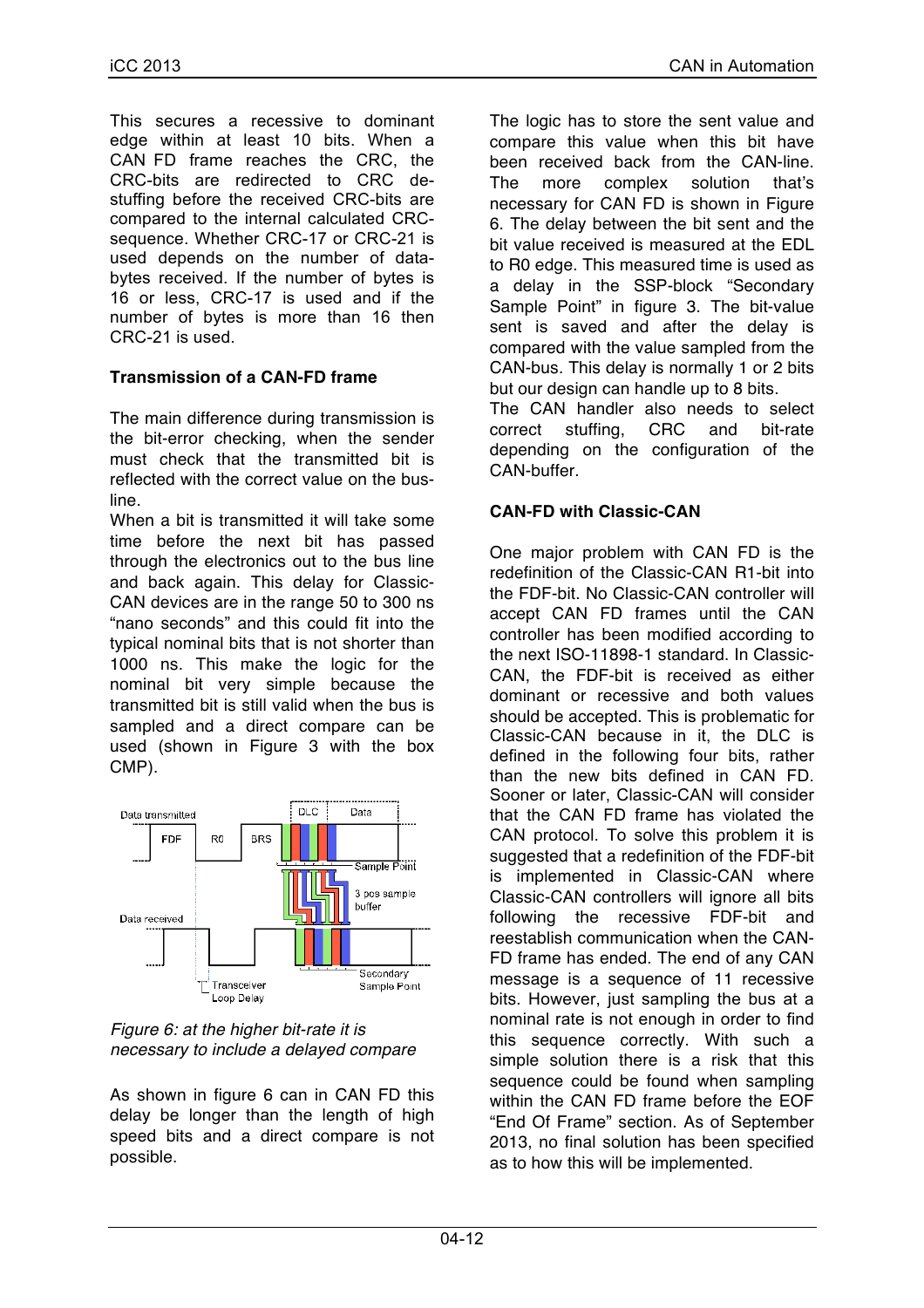This secures a recessive to dominant edge within at least 10 bits. When a CAN FD frame reaches the CRC, the CRC-bits are redirected to CRC de-stuffing before the received CRC-bits are compared to the internal calculated CRC-sequence. Whether CRC-17 or CRC-21 is used depends on the number of data-bytes received. If the number of bytes is 16 or less, CRC-17 is used and if the number of bytes is more than 16 then CRC-21 is used.

### Transmission of a CAN-FD frame

The main difference during transmission is the bit-error checking, when the sender must check that the transmitted bit is reflected with the correct value on the bus-line.

When a bit is transmitted it will take some time before the next bit has passed through the electronics out to the bus line and back again. This delay for Classic-CAN devices are in the range 50 to 300 ns "nano seconds" and this could fit into the typical nominal bits that is not shorter than 1000 ns. This make the logic for the nominal bit very simple because the transmitted bit is still valid when the bus is sampled and a direct compare can be used (shown in Figure 3 with the box CMP).

*Figure 6: at the higher bit-rate it is necessary to include a delayed compare*

As shown in figure 6 can in CAN FD this delay be longer than the length of high speed bits and a direct compare is not possible.

The logic has to store the sent value and compare this value when this bit have been received back from the CAN-line. The more complex solution that's necessary for CAN FD is shown in Figure 6. The delay between the bit sent and the bit value received is measured at the EDL to R0 edge. This measured time is used as a delay in the SSP-block "Secondary Sample Point" in figure 3. The bit-value sent is saved and after the delay is compared with the value sampled from the CAN-bus. This delay is normally 1 or 2 bits but our design can handle up to 8 bits.

The CAN handler also needs to select correct stuffing, CRC and bit-rate depending on the configuration of the CAN-buffer.

### CAN-FD with Classic-CAN

One major problem with CAN FD is the redefinition of the Classic-CAN R1-bit into the FDF-bit. No Classic-CAN controller will accept CAN FD frames until the CAN controller has been modified according to the next ISO-11898-1 standard. In Classic-CAN, the FDF-bit is received as either dominant or recessive and both values should be accepted. This is problematic for Classic-CAN because in it, the DLC is defined in the following four bits, rather than the new bits defined in CAN FD. Sooner or later, Classic-CAN will consider that the CAN FD frame has violated the CAN protocol. To solve this problem it is suggested that a redefinition of the FDF-bit is implemented in Classic-CAN where Classic-CAN controllers will ignore all bits following the recessive FDF-bit and reestablish communication when the CAN-FD frame has ended. The end of any CAN message is a sequence of 11 recessive bits. However, just sampling the bus at a nominal rate is not enough in order to find this sequence correctly. With such a simple solution there is a risk that this sequence could be found when sampling within the CAN FD frame before the EOF "End Of Frame" section. As of September 2013, no final solution has been specified as to how this will be implemented.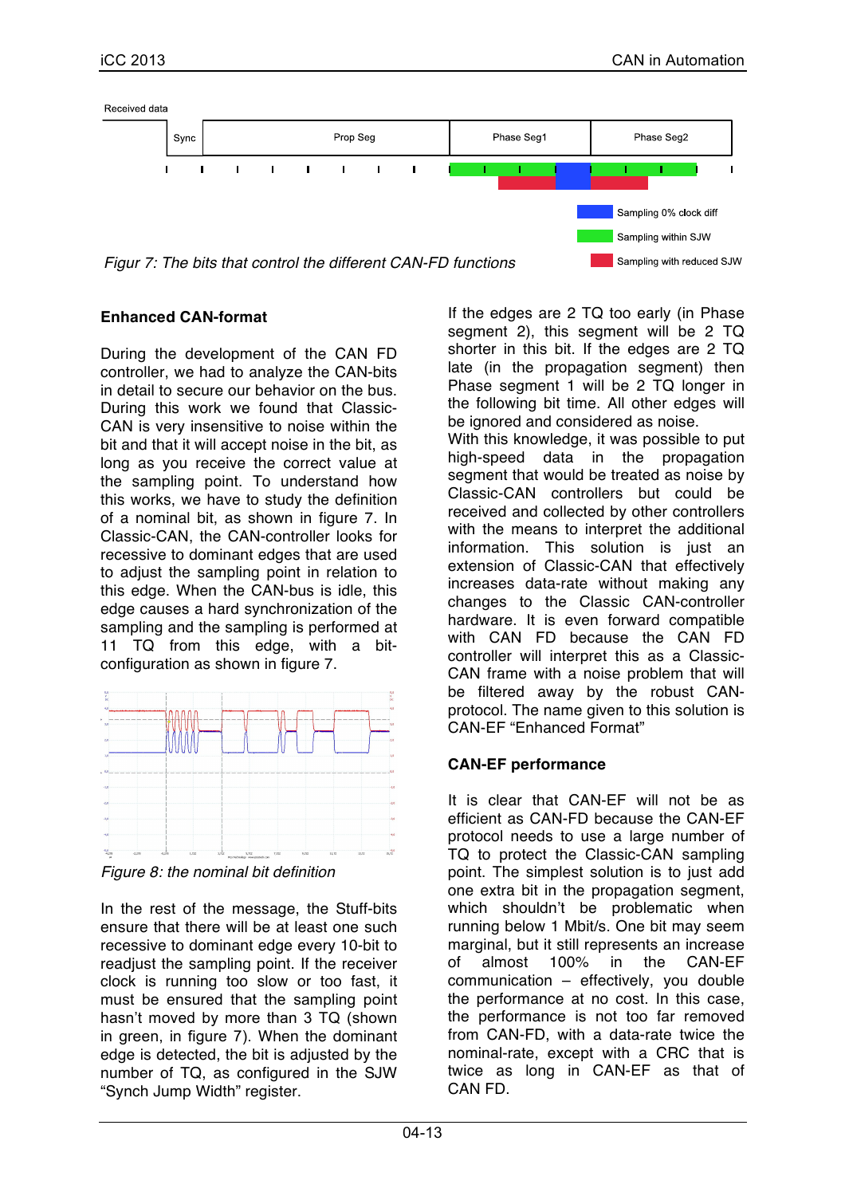Figur 7: The bits that control the different CAN-FD functions

### Enhanced CAN-format

During the development of the CAN FD controller, we had to analyze the CAN-bits in detail to secure our behavior on the bus. During this work we found that Classic-CAN is very insensitive to noise within the bit and that it will accept noise in the bit, as long as you receive the correct value at the sampling point. To understand how this works, we have to study the definition of a nominal bit, as shown in figure 7. In Classic-CAN, the CAN-controller looks for recessive to dominant edges that are used to adjust the sampling point in relation to this edge. When the CAN-bus is idle, this edge causes a hard synchronization of the sampling and the sampling is performed at 11 TQ from this edge, with a bit-configuration as shown in figure 7.

*Figure 8: the nominal bit definition*

In the rest of the message, the Stuff-bits ensure that there will be at least one such recessive to dominant edge every 10-bit to readjust the sampling point. If the receiver clock is running too slow or too fast, it must be ensured that the sampling point hasn't moved by more than 3 TQ (shown in green, in figure 7). When the dominant edge is detected, the bit is adjusted by the number of TQ, as configured in the SJW "Synch Jump Width" register.

If the edges are 2 TQ too early (in Phase segment 2), this segment will be 2 TQ shorter in this bit. If the edges are 2 TQ late (in the propagation segment) then Phase segment 1 will be 2 TQ longer in the following bit time. All other edges will be ignored and considered as noise.

With this knowledge, it was possible to put high-speed data in the propagation segment that would be treated as noise by Classic-CAN controllers but could be received and collected by other controllers with the means to interpret the additional information. This solution is just an extension of Classic-CAN that effectively increases data-rate without making any changes to the Classic CAN-controller hardware. It is even forward compatible with CAN FD because the CAN FD controller will interpret this as a Classic-CAN frame with a noise problem that will be filtered away by the robust CAN-protocol. The name given to this solution is CAN-EF "Enhanced Format"

### CAN-EF performance

It is clear that CAN-EF will not be as efficient as CAN-FD because the CAN-EF protocol needs to use a large number of TQ to protect the Classic-CAN sampling point. The simplest solution is to just add one extra bit in the propagation segment, which shouldn't be problematic when running below 1 Mbit/s. One bit may seem marginal, but it still represents an increase of almost 100% in the CAN-EF communication – effectively, you double the performance at no cost. In this case, the performance is not too far removed from CAN-FD, with a data-rate twice the nominal-rate, except with a CRC that is twice as long in CAN-EF as that of CAN FD.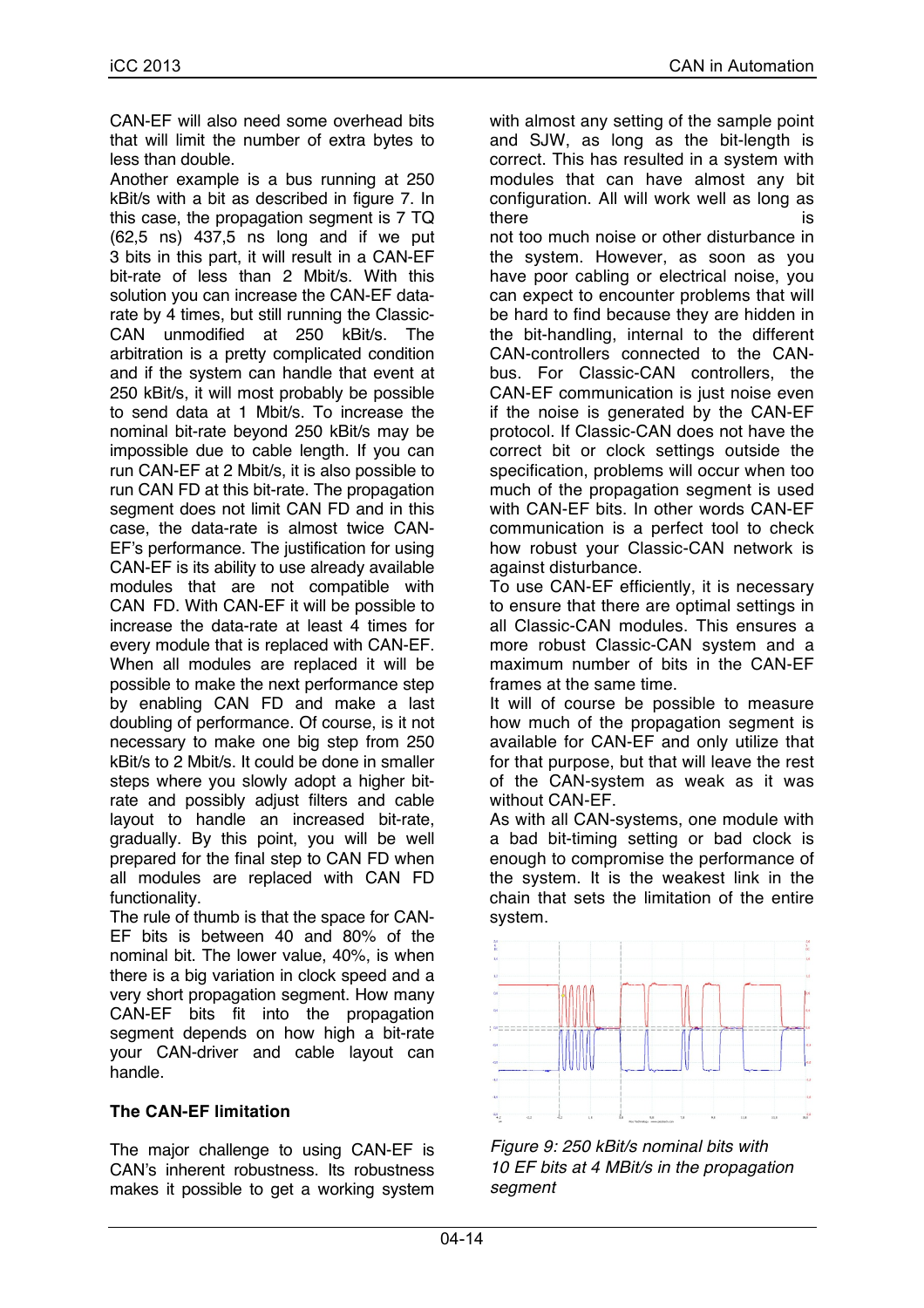CAN-EF will also need some overhead bits that will limit the number of extra bytes to less than double.

Another example is a bus running at 250 kBit/s with a bit as described in figure 7. In this case, the propagation segment is 7 TQ (62,5 ns) 437,5 ns long and if we put 3 bits in this part, it will result in a CAN-EF bit-rate of less than 2 Mbit/s. With this solution you can increase the CAN-EF data-rate by 4 times, but still running the Classic-CAN unmodified at 250 kBit/s. The arbitration is a pretty complicated condition and if the system can handle that event at 250 kBit/s, it will most probably be possible to send data at 1 Mbit/s. To increase the nominal bit-rate beyond 250 kBit/s may be impossible due to cable length. If you can run CAN-EF at 2 Mbit/s, it is also possible to run CAN FD at this bit-rate. The propagation segment does not limit CAN FD and in this case, the data-rate is almost twice CAN-EF's performance. The justification for using CAN-EF is its ability to use already available modules that are not compatible with CAN FD. With CAN-EF it will be possible to increase the data-rate at least 4 times for every module that is replaced with CAN-EF. When all modules are replaced it will be possible to make the next performance step by enabling CAN FD and make a last doubling of performance. Of course, is it not necessary to make one big step from 250 kBit/s to 2 Mbit/s. It could be done in smaller steps where you slowly adopt a higher bit-rate and possibly adjust filters and cable layout to handle an increased bit-rate, gradually. By this point, you will be well prepared for the final step to CAN FD when all modules are replaced with CAN FD functionality.

The rule of thumb is that the space for CAN-EF bits is between 40 and 80% of the nominal bit. The lower value, 40%, is when there is a big variation in clock speed and a very short propagation segment. How many CAN-EF bits fit into the propagation segment depends on how high a bit-rate your CAN-driver and cable layout can handle.

**The CAN-EF limitation**

The major challenge to using CAN-EF is CAN's inherent robustness. Its robustness makes it possible to get a working system with almost any setting of the sample point and SJW, as long as the bit-length is correct. This has resulted in a system with modules that can have almost any bit configuration. All will work well as long as there is not too much noise or other disturbance in the system. However, as soon as you have poor cabling or electrical noise, you can expect to encounter problems that will be hard to find because they are hidden in the bit-handling, internal to the different CAN-controllers connected to the CAN-bus. For Classic-CAN controllers, the CAN-EF communication is just noise even if the noise is generated by the CAN-EF protocol. If Classic-CAN does not have the correct bit or clock settings outside the specification, problems will occur when too much of the propagation segment is used with CAN-EF bits. In other words CAN-EF communication is a perfect tool to check how robust your Classic-CAN network is against disturbance.

To use CAN-EF efficiently, it is necessary to ensure that there are optimal settings in all Classic-CAN modules. This ensures a more robust Classic-CAN system and a maximum number of bits in the CAN-EF frames at the same time.

It will of course be possible to measure how much of the propagation segment is available for CAN-EF and only utilize that for that purpose, but that will leave the rest of the CAN-system as weak as it was without CAN-EF.

As with all CAN-systems, one module with a bad bit-timing setting or bad clock is enough to compromise the performance of the system. It is the weakest link in the chain that sets the limitation of the entire system.

*Figure 9: 250 kBit/s nominal bits with 10 EF bits at 4 MBit/s in the propagation segment*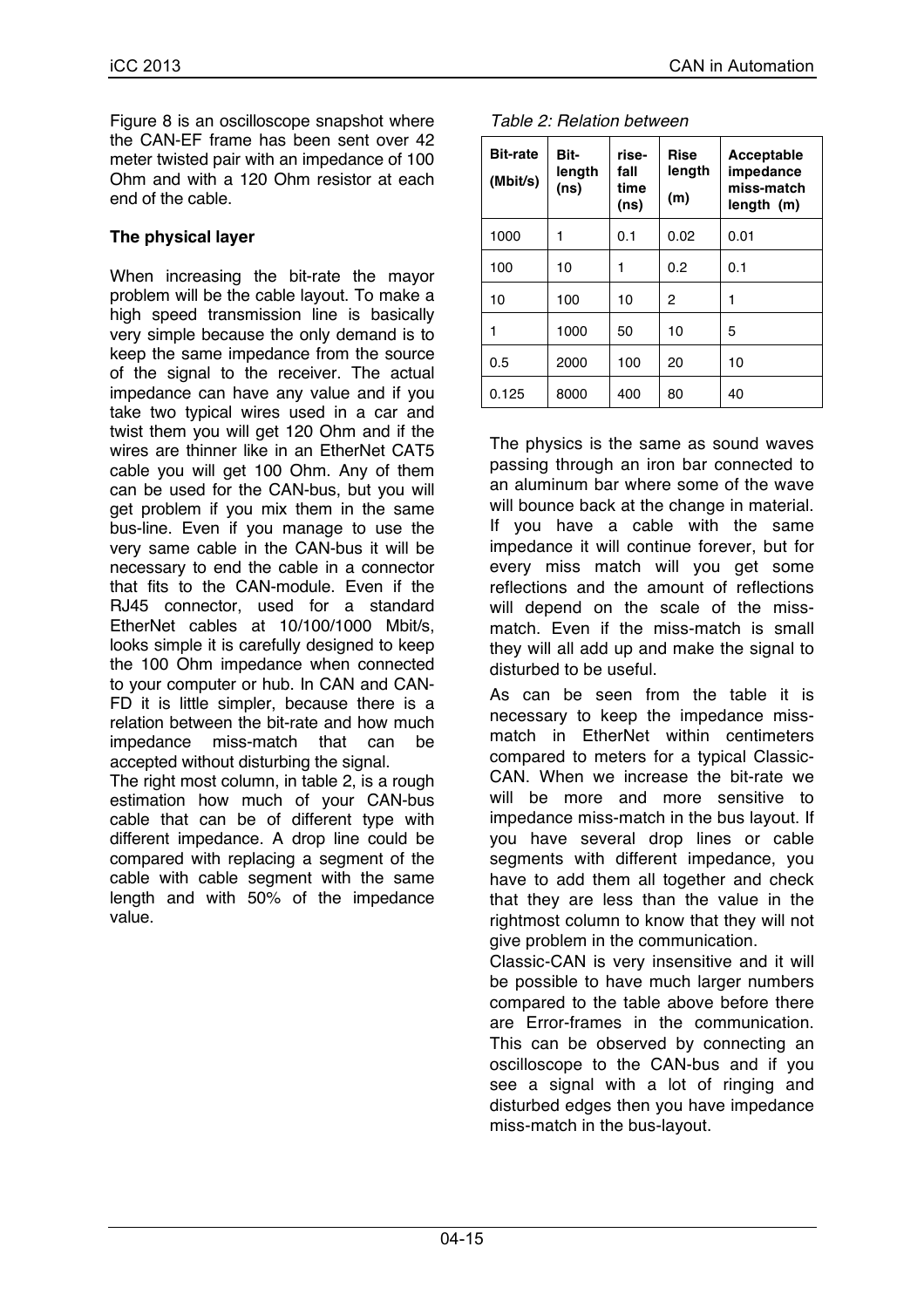Figure 8 is an oscilloscope snapshot where the CAN-EF frame has been sent over 42 meter twisted pair with an impedance of 100 Ohm and with a 120 Ohm resistor at each end of the cable.

**The physical layer**

When increasing the bit-rate the mayor problem will be the cable layout. To make a high speed transmission line is basically very simple because the only demand is to keep the same impedance from the source of the signal to the receiver. The actual impedance can have any value and if you take two typical wires used in a car and twist them you will get 120 Ohm and if the wires are thinner like in an EtherNet CAT5 cable you will get 100 Ohm. Any of them can be used for the CAN-bus, but you will get problem if you mix them in the same bus-line. Even if you manage to use the very same cable in the CAN-bus it will be necessary to end the cable in a connector that fits to the CAN-module. Even if the RJ45 connector, used for a standard EtherNet cables at 10/100/1000 Mbit/s, looks simple it is carefully designed to keep the 100 Ohm impedance when connected to your computer or hub. In CAN and CAN-FD it is little simpler, because there is a relation between the bit-rate and how much impedance miss-match that can be accepted without disturbing the signal.

The right most column, in table 2, is a rough estimation how much of your CAN-bus cable that can be of different type with different impedance. A drop line could be compared with replacing a segment of the cable with cable segment with the same length and with 50% of the impedance value.

*Table 2: Relation between*

| Bit-rate (Mbit/s) | Bit-length (ns) | rise-fall time (ns) | Rise length (m) | Acceptable impedance miss-match length (m) |
|---|---|---|---|---|
| 1000 | 1 | 0.1 | 0.02 | 0.01 |
| 100 | 10 | 1 | 0.2 | 0.1 |
| 10 | 100 | 10 | 2 | 1 |
| 1 | 1000 | 50 | 10 | 5 |
| 0.5 | 2000 | 100 | 20 | 10 |
| 0.125 | 8000 | 400 | 80 | 40 |

The physics is the same as sound waves passing through an iron bar connected to an aluminum bar where some of the wave will bounce back at the change in material. If you have a cable with the same impedance it will continue forever, but for every miss match will you get some reflections and the amount of reflections will depend on the scale of the miss-match. Even if the miss-match is small they will all add up and make the signal to disturbed to be useful.

As can be seen from the table it is necessary to keep the impedance miss-match in EtherNet within centimeters compared to meters for a typical Classic-CAN. When we increase the bit-rate we will be more and more sensitive to impedance miss-match in the bus layout. If you have several drop lines or cable segments with different impedance, you have to add them all together and check that they are less than the value in the rightmost column to know that they will not give problem in the communication.

Classic-CAN is very insensitive and it will be possible to have much larger numbers compared to the table above before there are Error-frames in the communication. This can be observed by connecting an oscilloscope to the CAN-bus and if you see a signal with a lot of ringing and disturbed edges then you have impedance miss-match in the bus-layout.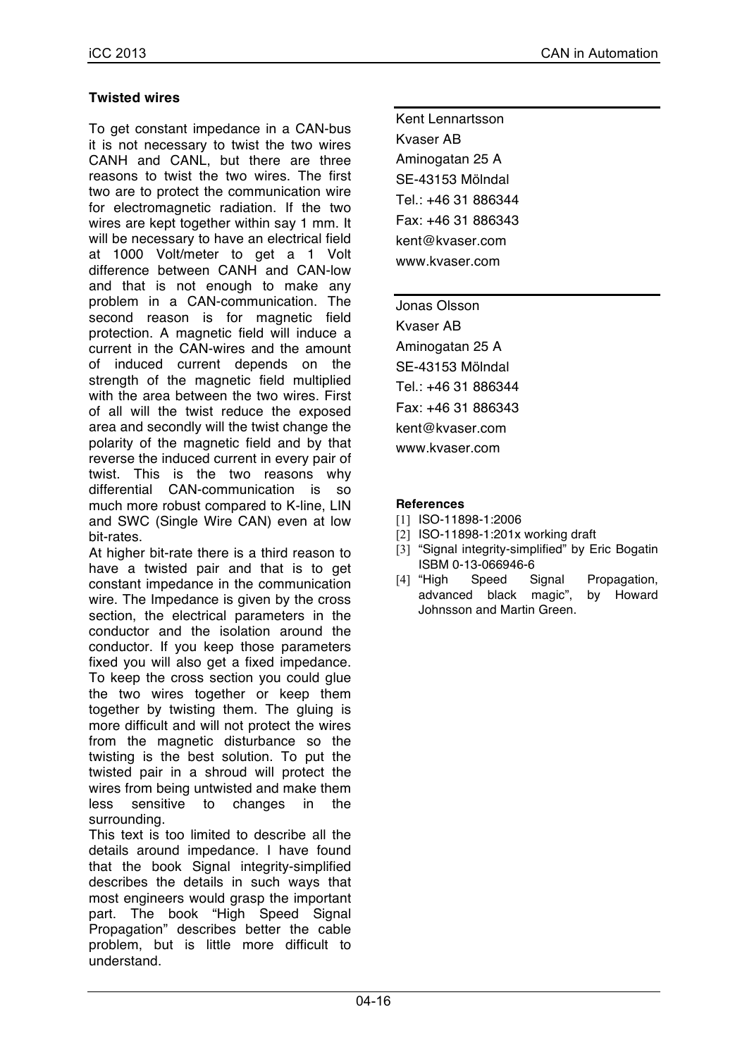### Twisted wires

To get constant impedance in a CAN-bus it is not necessary to twist the two wires CANH and CANL, but there are three reasons to twist the two wires. The first two are to protect the communication wire for electromagnetic radiation. If the two wires are kept together within say 1 mm. It will be necessary to have an electrical field at 1000 Volt/meter to get a 1 Volt difference between CANH and CAN-low and that is not enough to make any problem in a CAN-communication. The second reason is for magnetic field protection. A magnetic field will induce a current in the CAN-wires and the amount of induced current depends on the strength of the magnetic field multiplied with the area between the two wires. First of all will the twist reduce the exposed area and secondly will the twist change the polarity of the magnetic field and by that reverse the induced current in every pair of twist. This is the two reasons why differential CAN-communication is so much more robust compared to K-line, LIN and SWC (Single Wire CAN) even at low bit-rates.

At higher bit-rate there is a third reason to have a twisted pair and that is to get constant impedance in the communication wire. The Impedance is given by the cross section, the electrical parameters in the conductor and the isolation around the conductor. If you keep those parameters fixed you will also get a fixed impedance. To keep the cross section you could glue the two wires together or keep them together by twisting them. The gluing is more difficult and will not protect the wires from the magnetic disturbance so the twisting is the best solution. To put the twisted pair in a shroud will protect the wires from being untwisted and make them less sensitive to changes in the surrounding.

This text is too limited to describe all the details around impedance. I have found that the book Signal integrity-simplified describes the details in such ways that most engineers would grasp the important part. The book "High Speed Signal Propagation" describes better the cable problem, but is little more difficult to understand.

---

Kent Lennartsson
Kvaser AB
Aminogatan 25 A
SE-43153 Mölndal
Tel.: +46 31 886344
Fax: +46 31 886343
kent@kvaser.com
www.kvaser.com

---

Jonas Olsson
Kvaser AB
Aminogatan 25 A
SE-43153 Mölndal
Tel.: +46 31 886344
Fax: +46 31 886343
kent@kvaser.com
www.kvaser.com

**References**

[1] ISO-11898-1:2006
[2] ISO-11898-1:201x working draft
[3] "Signal integrity-simplified" by Eric Bogatin ISBM 0-13-066946-6
[4] "High Speed Signal Propagation, advanced black magic", by Howard Johnsson and Martin Green.